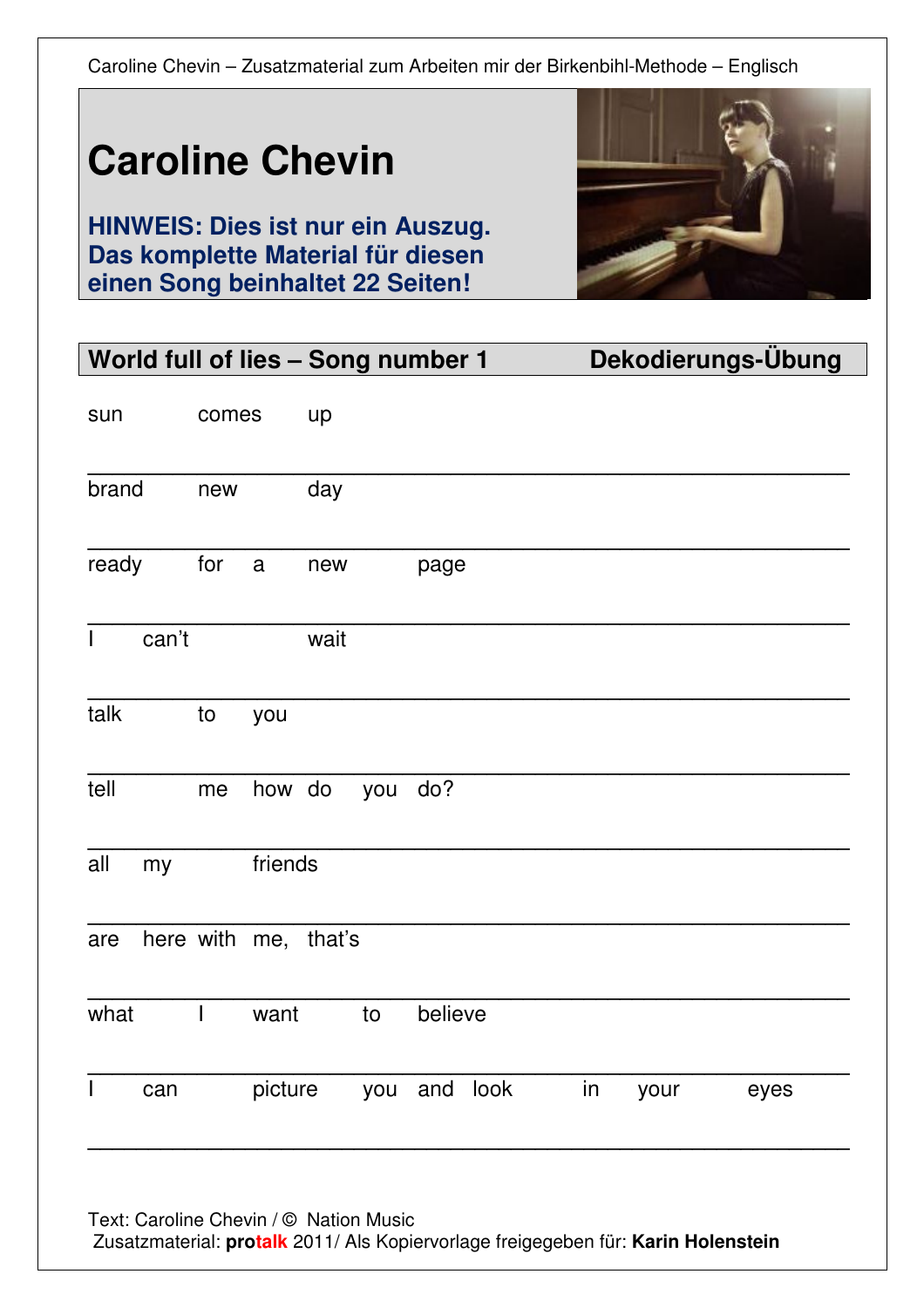Caroline Chevin – Zusatzmaterial zum Arbeiten mir der Birkenbihl-Methode – Englisch

# Caroline Chevin

**HINWEIS: Dies ist nur ein Auszug. Das komplette Material für diesen einen Song beinhaltet 22 Seiten!**

## World full of lies – Song number 1 — Dekodierungs-Übung

sun comes up

___

brand new day

___

ready for a new page

___

I can't wait

___

talk to you

___

tell me how do you do?

___

all my friends

___

are here with me, that's

___

what I want to believe

___

I can picture you and look in your eyes

___

Text: Caroline Chevin / © Nation Music
Zusatzmaterial: **protalk** 2011/ Als Kopiervorlage freigegeben für: **Karin Holenstein**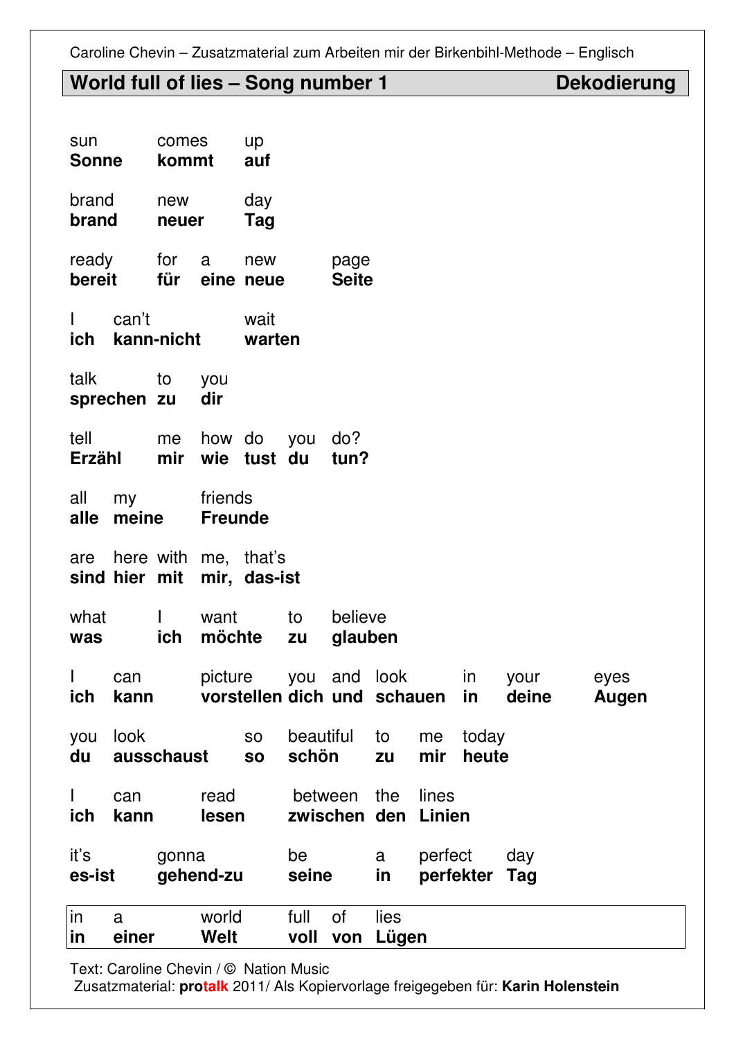## World full of lies – Song number 1 — Dekodierung

sun comes up
**Sonne kommt auf**

brand new day
**brand neuer Tag**

ready for a new page
**bereit für eine neue Seite**

I can't wait
**ich kann-nicht warten**

talk to you
**sprechen zu dir**

tell me how do you do?
**Erzähl mir wie tust du tun?**

all my friends
**alle meine Freunde**

are here with me, that's
**sind hier mit mir, das-ist**

what I want to believe
**was ich möchte zu glauben**

I can picture you and look in your eyes
**ich kann vorstellen dich und schauen in deine Augen**

you look so beautiful to me today
**du ausschaust so schön zu mir heute**

I can read between the lines
**ich kann lesen zwischen den Linien**

it's gonna be a perfect day
**es-ist gehend-zu seine in perfekter Tag**

in a world full of lies
**in einer Welt voll von Lügen**

Text: Caroline Chevin / © Nation Music
Zusatzmaterial: **protalk** 2011/ Als Kopiervorlage freigegeben für: **Karin Holenstein**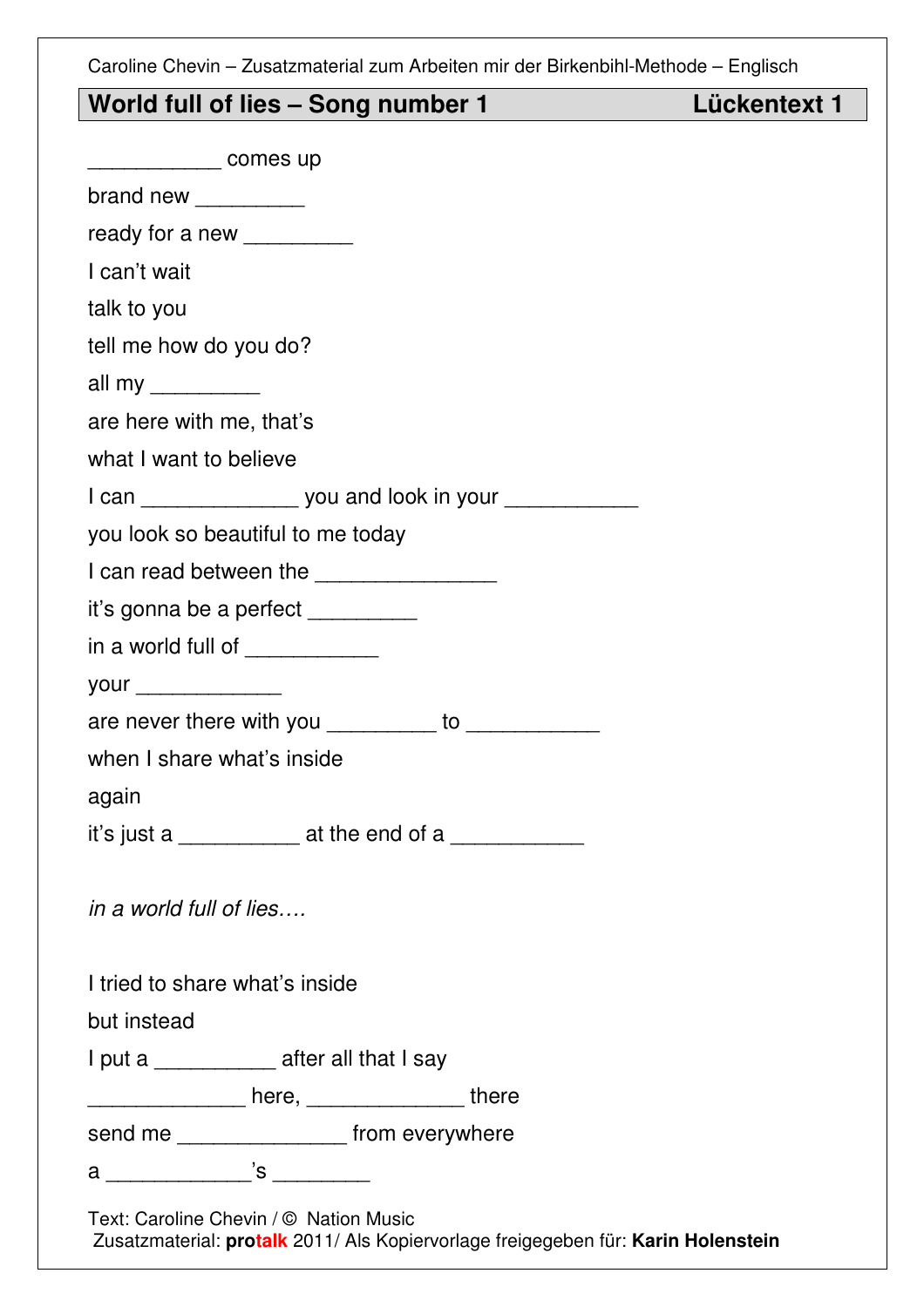## World full of lies – Song number 1 Lückentext 1

___________ comes up

brand new _________

ready for a new _________

I can't wait

talk to you

tell me how do you do?

all my _________

are here with me, that's

what I want to believe

I can _____________ you and look in your ___________

you look so beautiful to me today

I can read between the _______________

it's gonna be a perfect _________

in a world full of ___________

your ____________

are never there with you _________ to ___________

when I share what's inside

again

it's just a __________ at the end of a ___________

*in a world full of lies….*

I tried to share what's inside

but instead

I put a __________ after all that I say

_____________ here, _____________ there

send me ______________ from everywhere

a ____________'s ________

Text: Caroline Chevin / © Nation Music

Zusatzmaterial: **protalk** 2011/ Als Kopiervorlage freigegeben für: **Karin Holenstein**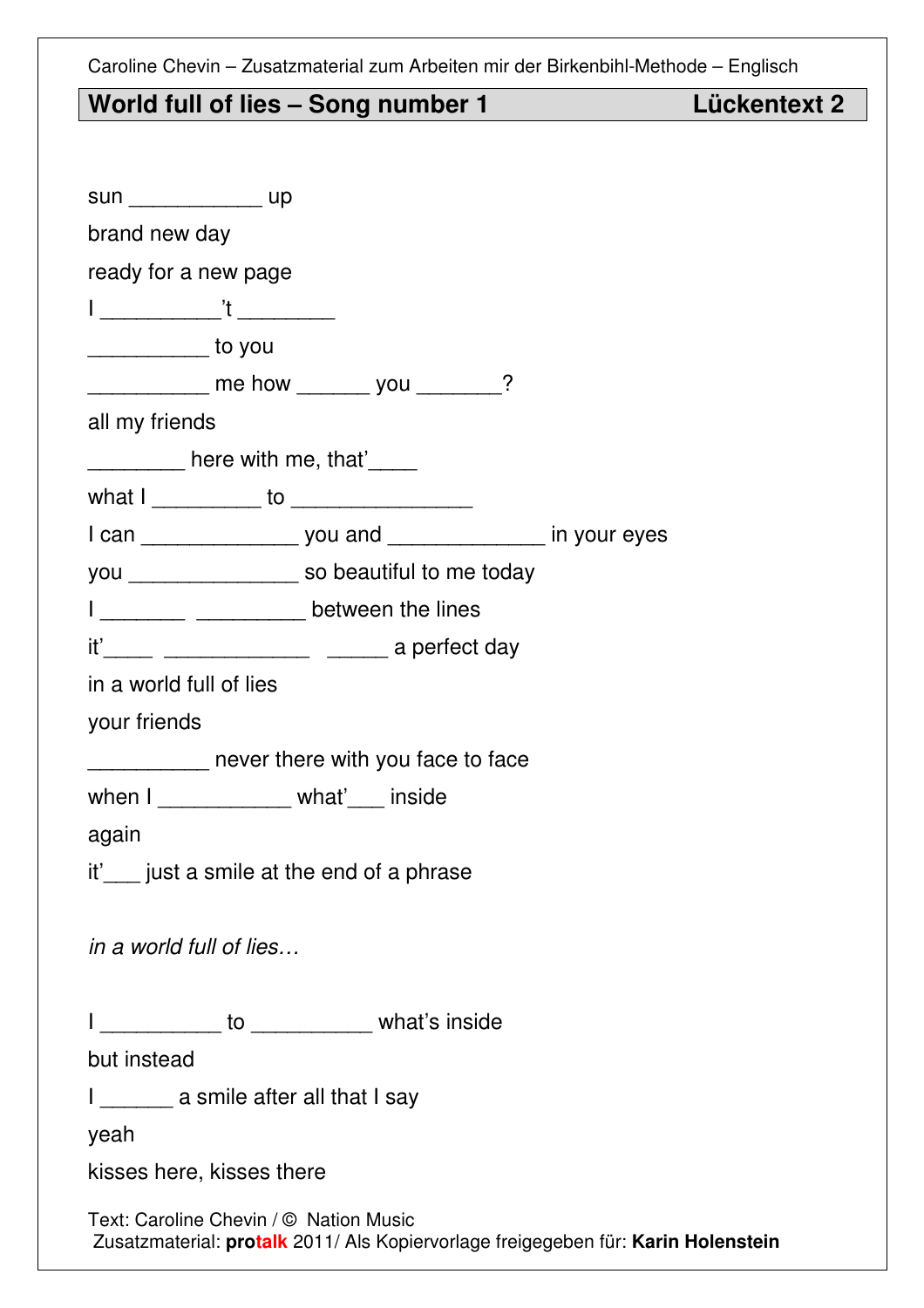Caroline Chevin – Zusatzmaterial zum Arbeiten mir der Birkenbihl-Methode – Englisch

## World full of lies – Song number 1 Lückentext 2

sun ___________ up

brand new day

ready for a new page

I __________'t ________

__________ to you

__________ me how ______ you _______?

all my friends

________ here with me, that'____

what I _________ to _______________

I can _____________ you and _____________ in your eyes

you ______________ so beautiful to me today

I _______ _________ between the lines

it'____ ____________ _____ a perfect day

in a world full of lies

your friends

__________ never there with you face to face

when I ___________ what'___ inside

again

it'___ just a smile at the end of a phrase

*in a world full of lies…*

I __________ to __________ what's inside

but instead

I ______ a smile after all that I say

yeah

kisses here, kisses there

Text: Caroline Chevin / © Nation Music
Zusatzmaterial: **protalk** 2011/ Als Kopiervorlage freigegeben für: **Karin Holenstein**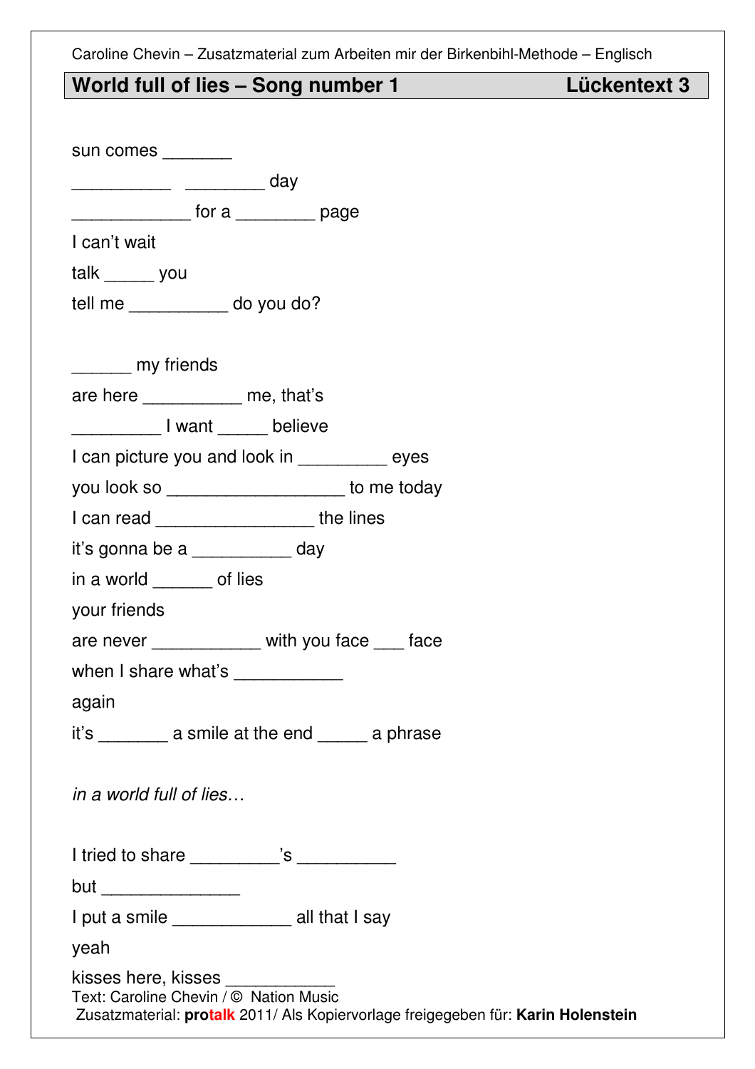Caroline Chevin – Zusatzmaterial zum Arbeiten mir der Birkenbihl-Methode – Englisch

## World full of lies – Song number 1 Lückentext 3

sun comes _______

__________ ________ day

____________ for a ________ page

I can't wait

talk _____ you

tell me __________ do you do?

______ my friends

are here __________ me, that's

_________ I want _____ believe

I can picture you and look in _________ eyes

you look so __________________ to me today

I can read ________________ the lines

it's gonna be a __________ day

in a world ______ of lies

your friends

are never ___________ with you face ___ face

when I share what's ___________

again

it's _______ a smile at the end _____ a phrase

*in a world full of lies…*

I tried to share _________'s __________

but ______________

I put a smile ____________ all that I say

yeah

kisses here, kisses ___________

Text: Caroline Chevin / © Nation Music

Zusatzmaterial: **protalk** 2011/ Als Kopiervorlage freigegeben für: **Karin Holenstein**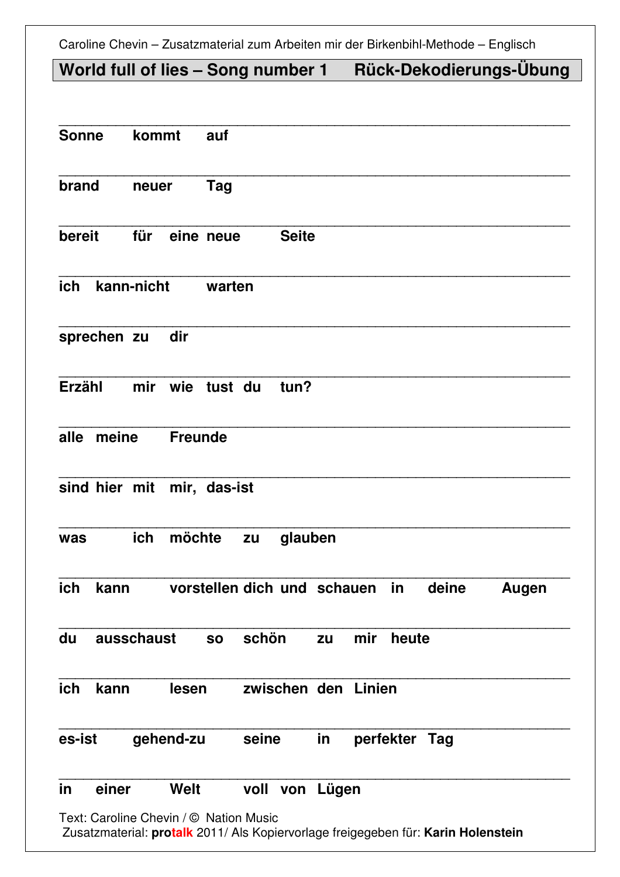Caroline Chevin – Zusatzmaterial zum Arbeiten mir der Birkenbihl-Methode – Englisch

## World full of lies – Song number 1 Rück-Dekodierungs-Übung

\_\_\_\_\_\_\_\_\_\_\_\_\_\_\_\_\_\_\_\_\_\_\_\_\_\_\_\_\_\_\_\_\_\_\_\_\_\_\_\_

**Sonne kommt auf**

\_\_\_\_\_\_\_\_\_\_\_\_\_\_\_\_\_\_\_\_\_\_\_\_\_\_\_\_\_\_\_\_\_\_\_\_\_\_\_\_

**brand neuer Tag**

\_\_\_\_\_\_\_\_\_\_\_\_\_\_\_\_\_\_\_\_\_\_\_\_\_\_\_\_\_\_\_\_\_\_\_\_\_\_\_\_

**bereit für eine neue Seite**

\_\_\_\_\_\_\_\_\_\_\_\_\_\_\_\_\_\_\_\_\_\_\_\_\_\_\_\_\_\_\_\_\_\_\_\_\_\_\_\_

**ich kann-nicht warten**

\_\_\_\_\_\_\_\_\_\_\_\_\_\_\_\_\_\_\_\_\_\_\_\_\_\_\_\_\_\_\_\_\_\_\_\_\_\_\_\_

**sprechen zu dir**

\_\_\_\_\_\_\_\_\_\_\_\_\_\_\_\_\_\_\_\_\_\_\_\_\_\_\_\_\_\_\_\_\_\_\_\_\_\_\_\_

**Erzähl mir wie tust du tun?**

\_\_\_\_\_\_\_\_\_\_\_\_\_\_\_\_\_\_\_\_\_\_\_\_\_\_\_\_\_\_\_\_\_\_\_\_\_\_\_\_

**alle meine Freunde**

\_\_\_\_\_\_\_\_\_\_\_\_\_\_\_\_\_\_\_\_\_\_\_\_\_\_\_\_\_\_\_\_\_\_\_\_\_\_\_\_

**sind hier mit mir, das-ist**

\_\_\_\_\_\_\_\_\_\_\_\_\_\_\_\_\_\_\_\_\_\_\_\_\_\_\_\_\_\_\_\_\_\_\_\_\_\_\_\_

**was ich möchte zu glauben**

\_\_\_\_\_\_\_\_\_\_\_\_\_\_\_\_\_\_\_\_\_\_\_\_\_\_\_\_\_\_\_\_\_\_\_\_\_\_\_\_

**ich kann vorstellen dich und schauen in deine Augen**

\_\_\_\_\_\_\_\_\_\_\_\_\_\_\_\_\_\_\_\_\_\_\_\_\_\_\_\_\_\_\_\_\_\_\_\_\_\_\_\_

**du ausschaust so schön zu mir heute**

\_\_\_\_\_\_\_\_\_\_\_\_\_\_\_\_\_\_\_\_\_\_\_\_\_\_\_\_\_\_\_\_\_\_\_\_\_\_\_\_

**ich kann lesen zwischen den Linien**

\_\_\_\_\_\_\_\_\_\_\_\_\_\_\_\_\_\_\_\_\_\_\_\_\_\_\_\_\_\_\_\_\_\_\_\_\_\_\_\_

**es-ist gehend-zu seine in perfekter Tag**

\_\_\_\_\_\_\_\_\_\_\_\_\_\_\_\_\_\_\_\_\_\_\_\_\_\_\_\_\_\_\_\_\_\_\_\_\_\_\_\_

**in einer Welt voll von Lügen**

Text: Caroline Chevin / © Nation Music
Zusatzmaterial: **protalk** 2011/ Als Kopiervorlage freigegeben für: **Karin Holenstein**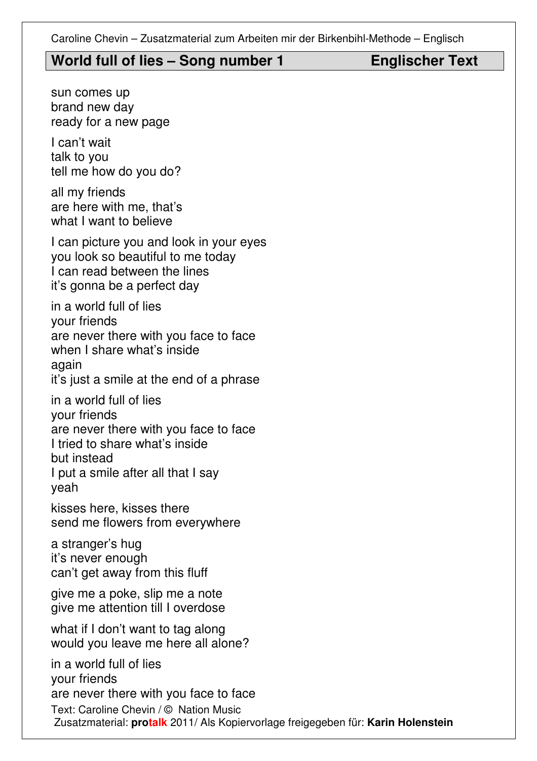## World full of lies – Song number 1 Englischer Text

sun comes up
brand new day
ready for a new page

I can't wait
talk to you
tell me how do you do?

all my friends
are here with me, that's
what I want to believe

I can picture you and look in your eyes
you look so beautiful to me today
I can read between the lines
it's gonna be a perfect day

in a world full of lies
your friends
are never there with you face to face
when I share what's inside
again
it's just a smile at the end of a phrase

in a world full of lies
your friends
are never there with you face to face
I tried to share what's inside
but instead
I put a smile after all that I say
yeah

kisses here, kisses there
send me flowers from everywhere

a stranger's hug
it's never enough
can't get away from this fluff

give me a poke, slip me a note
give me attention till I overdose

what if I don't want to tag along
would you leave me here all alone?

in a world full of lies
your friends
are never there with you face to face

Text: Caroline Chevin / © Nation Music
Zusatzmaterial: **protalk** 2011/ Als Kopiervorlage freigegeben für: **Karin Holenstein**